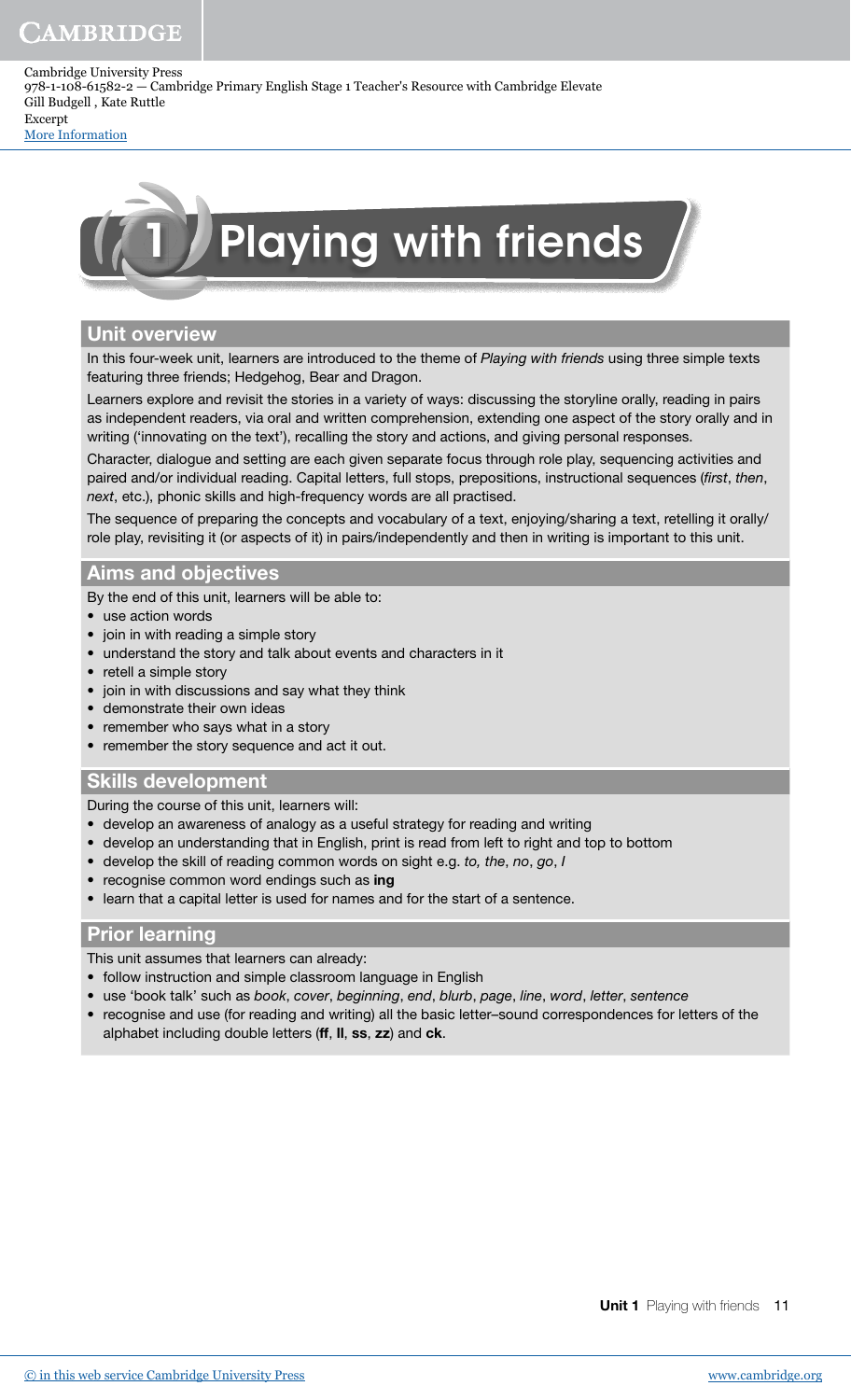Cambridge University Press
978-1-108-61582-2 — Cambridge Primary English Stage 1 Teacher's Resource with Cambridge Elevate
Gill Budgell , Kate Ruttle
Excerpt
More Information

# 1 Playing with friends

## Unit overview

In this four-week unit, learners are introduced to the theme of *Playing with friends* using three simple texts featuring three friends; Hedgehog, Bear and Dragon.

Learners explore and revisit the stories in a variety of ways: discussing the storyline orally, reading in pairs as independent readers, via oral and written comprehension, extending one aspect of the story orally and in writing ('innovating on the text'), recalling the story and actions, and giving personal responses.

Character, dialogue and setting are each given separate focus through role play, sequencing activities and paired and/or individual reading. Capital letters, full stops, prepositions, instructional sequences (*first*, *then*, *next*, etc.), phonic skills and high-frequency words are all practised.

The sequence of preparing the concepts and vocabulary of a text, enjoying/sharing a text, retelling it orally/role play, revisiting it (or aspects of it) in pairs/independently and then in writing is important to this unit.

## Aims and objectives

By the end of this unit, learners will be able to:

- use action words
- join in with reading a simple story
- understand the story and talk about events and characters in it
- retell a simple story
- join in with discussions and say what they think
- demonstrate their own ideas
- remember who says what in a story
- remember the story sequence and act it out.

## Skills development

During the course of this unit, learners will:

- develop an awareness of analogy as a useful strategy for reading and writing
- develop an understanding that in English, print is read from left to right and top to bottom
- develop the skill of reading common words on sight e.g. *to, the*, *no*, *go*, *I*
- recognise common word endings such as **ing**
- learn that a capital letter is used for names and for the start of a sentence.

## Prior learning

This unit assumes that learners can already:

- follow instruction and simple classroom language in English
- use 'book talk' such as *book*, *cover*, *beginning*, *end*, *blurb*, *page*, *line*, *word*, *letter*, *sentence*
- recognise and use (for reading and writing) all the basic letter–sound correspondences for letters of the alphabet including double letters (**ff**, **ll**, **ss**, **zz**) and **ck**.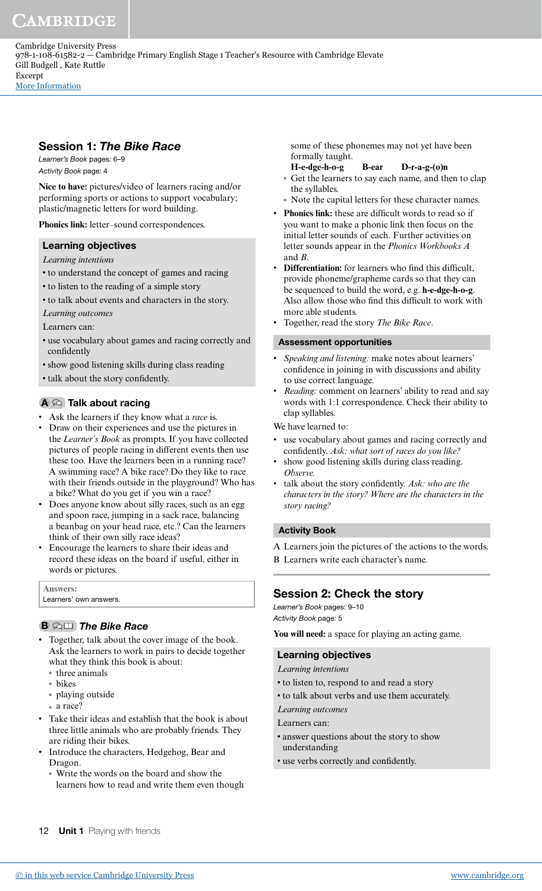## Session 1: *The Bike Race*

*Learner's Book* pages: 6–9

*Activity Book* page: 4

**Nice to have:** pictures/video of learners racing and/or performing sports or actions to support vocabulary; plastic/magnetic letters for word building.

**Phonics link:** letter–sound correspondences.

### Learning objectives

*Learning intentions*

- to understand the concept of games and racing
- to listen to the reading of a simple story
- to talk about events and characters in the story.

*Learning outcomes*

Learners can:

- use vocabulary about games and racing correctly and confidently
- show good listening skills during class reading
- talk about the story confidently.

### A Talk about racing

- Ask the learners if they know what a *race* is.
- Draw on their experiences and use the pictures in the *Learner's Book* as prompts. If you have collected pictures of people racing in different events then use these too. Have the learners been in a running race? A swimming race? A bike race? Do they like to race with their friends outside in the playground? Who has a bike? What do you get if you win a race?
- Does anyone know about silly races, such as an egg and spoon race, jumping in a sack race, balancing a beanbag on your head race, etc.? Can the learners think of their own silly race ideas?
- Encourage the learners to share their ideas and record these ideas on the board if useful, either in words or pictures.

**Answers:**
Learners' own answers.

### B *The Bike Race*

- Together, talk about the cover image of the book. Ask the learners to work in pairs to decide together what they think this book is about:
  - three animals
  - bikes
  - playing outside
  - a race?
- Take their ideas and establish that the book is about three little animals who are probably friends. They are riding their bikes.
- Introduce the characters, Hedgehog, Bear and Dragon.
  - Write the words on the board and show the learners how to read and write them even though some of these phonemes may not yet have been formally taught.
    **H-e-dge-h-o-g B-ear D-r-a-g-(o)n**
  - Get the learners to say each name, and then to clap the syllables.
  - Note the capital letters for these character names.
- **Phonics link:** these are difficult words to read so if you want to make a phonic link then focus on the initial letter sounds of each. Further activities on letter sounds appear in the *Phonics Workbooks A* and *B*.
- **Differentiation:** for learners who find this difficult, provide phoneme/grapheme cards so that they can be sequenced to build the word, e.g. **h-e-dge-h-o-g**. Also allow those who find this difficult to work with more able students.
- Together, read the story *The Bike Race*.

### Assessment opportunities

- *Speaking and listening:* make notes about learners' confidence in joining in with discussions and ability to use correct language.
- *Reading:* comment on learners' ability to read and say words with 1:1 correspondence. Check their ability to clap syllables.

We have learned to:

- use vocabulary about games and racing correctly and confidently. *Ask: what sort of races do you like?*
- show good listening skills during class reading. *Observe.*
- talk about the story confidently. *Ask: who are the characters in the story? Where are the characters in the story racing?*

### Activity Book

A Learners join the pictures of the actions to the words.

B Learners write each character's name.

## Session 2: Check the story

*Learner's Book* pages: 9–10

*Activity Book* page: 5

**You will need:** a space for playing an acting game.

### Learning objectives

*Learning intentions*

- to listen to, respond to and read a story
- to talk about verbs and use them accurately.

*Learning outcomes*

Learners can:

- answer questions about the story to show understanding
- use verbs correctly and confidently.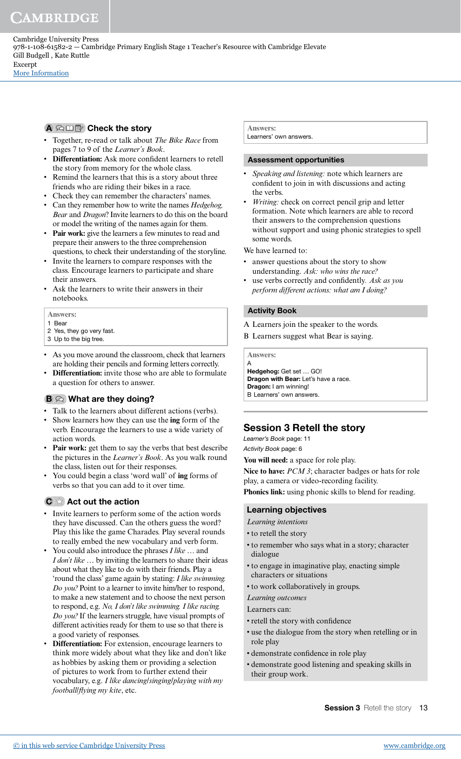### A Check the story

- Together, re-read or talk about *The Bike Race* from pages 7 to 9 of the *Learner's Book*.
- **Differentiation:** Ask more confident learners to retell the story from memory for the whole class.
- Remind the learners that this is a story about three friends who are riding their bikes in a race.
- Check they can remember the characters' names.
- Can they remember how to write the names *Hedgehog, Bear* and *Dragon*? Invite learners to do this on the board or model the writing of the names again for them.
- **Pair work:** give the learners a few minutes to read and prepare their answers to the three comprehension questions, to check their understanding of the storyline.
- Invite the learners to compare responses with the class. Encourage learners to participate and share their answers.
- Ask the learners to write their answers in their notebooks.

> **Answers:**
> 1 Bear
> 2 Yes, they go very fast.
> 3 Up to the big tree.

- As you move around the classroom, check that learners are holding their pencils and forming letters correctly.
- **Differentiation:** invite those who are able to formulate a question for others to answer.

### B What are they doing?

- Talk to the learners about different actions (verbs).
- Show learners how they can use the **ing** form of the verb. Encourage the learners to use a wide variety of action words.
- **Pair work:** get them to say the verbs that best describe the pictures in the *Learner's Book*. As you walk round the class, listen out for their responses.
- You could begin a class 'word wall' of **ing** forms of verbs so that you can add to it over time.

### C Act out the action

- Invite learners to perform some of the action words they have discussed. Can the others guess the word? Play this like the game Charades. Play several rounds to really embed the new vocabulary and verb form.
- You could also introduce the phrases *I like* … and *I don't like* … by inviting the learners to share their ideas about what they like to do with their friends. Play a 'round the class' game again by stating: *I like swimming. Do you?* Point to a learner to invite him/her to respond, to make a new statement and to choose the next person to respond, e.g. *No, I don't like swimming. I like racing. Do you?* If the learners struggle, have visual prompts of different activities ready for them to use so that there is a good variety of responses.
- **Differentiation:** For extension, encourage learners to think more widely about what they like and don't like as hobbies by asking them or providing a selection of pictures to work from to further extend their vocabulary, e.g. *I like dancing/singing/playing with my football/flying my kite*, etc.

> **Answers:**
> Learners' own answers.

#### Assessment opportunities

- *Speaking and listening:* note which learners are confident to join in with discussions and acting the verbs.
- *Writing:* check on correct pencil grip and letter formation. Note which learners are able to record their answers to the comprehension questions without support and using phonic strategies to spell some words.

We have learned to:

- answer questions about the story to show understanding. *Ask: who wins the race?*
- use verbs correctly and confidently. *Ask as you perform different actions: what am I doing?*

#### Activity Book

A Learners join the speaker to the words.

B Learners suggest what Bear is saying.

> **Answers:**
> A
> **Hedgehog:** Get set … GO!
> **Dragon with Bear:** Let's have a race.
> **Dragon:** I am winning!
> B Learners' own answers.

## Session 3 Retell the story

*Learner's Book* page: 11

*Activity Book* page: 6

**You will need:** a space for role play.

**Nice to have:** *PCM 3*; character badges or hats for role play, a camera or video-recording facility.

**Phonics link:** using phonic skills to blend for reading.

#### Learning objectives

*Learning intentions*

- to retell the story
- to remember who says what in a story; character dialogue
- to engage in imaginative play, enacting simple characters or situations
- to work collaboratively in groups.

*Learning outcomes*

Learners can:

- retell the story with confidence
- use the dialogue from the story when retelling or in role play
- demonstrate confidence in role play
- demonstrate good listening and speaking skills in their group work.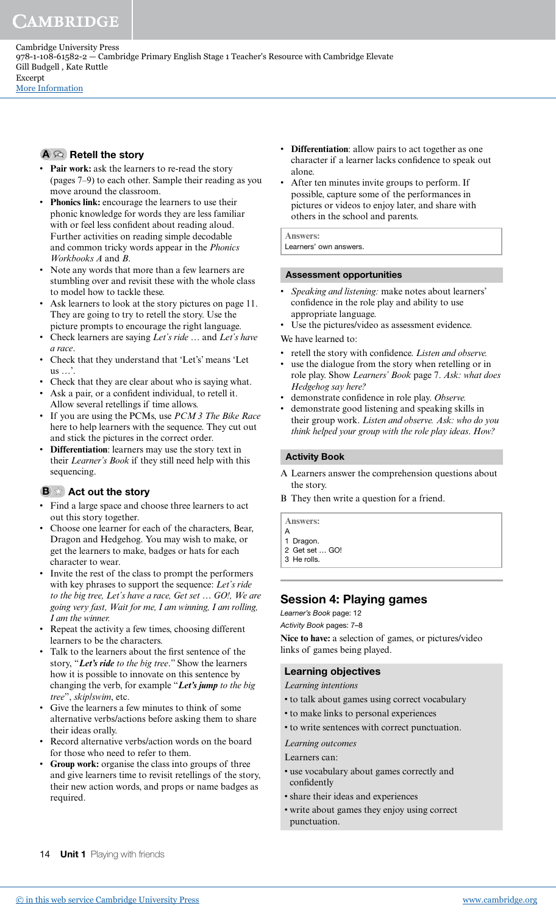### A Retell the story

- **Pair work:** ask the learners to re-read the story (pages 7–9) to each other. Sample their reading as you move around the classroom.
- **Phonics link:** encourage the learners to use their phonic knowledge for words they are less familiar with or feel less confident about reading aloud. Further activities on reading simple decodable and common tricky words appear in the *Phonics Workbooks A* and *B*.
- Note any words that more than a few learners are stumbling over and revisit these with the whole class to model how to tackle these.
- Ask learners to look at the story pictures on page 11. They are going to try to retell the story. Use the picture prompts to encourage the right language.
- Check learners are saying *Let's ride* … and *Let's have a race*.
- Check that they understand that 'Let's' means 'Let us …'.
- Check that they are clear about who is saying what.
- Ask a pair, or a confident individual, to retell it. Allow several retellings if time allows.
- If you are using the PCMs, use *PCM 3 The Bike Race* here to help learners with the sequence. They cut out and stick the pictures in the correct order.
- **Differentiation**: learners may use the story text in their *Learner's Book* if they still need help with this sequencing.

### B Act out the story

- Find a large space and choose three learners to act out this story together.
- Choose one learner for each of the characters, Bear, Dragon and Hedgehog. You may wish to make, or get the learners to make, badges or hats for each character to wear.
- Invite the rest of the class to prompt the performers with key phrases to support the sequence: *Let's ride to the big tree, Let's have a race, Get set … GO!, We are going very fast, Wait for me, I am winning, I am rolling, I am the winner.*
- Repeat the activity a few times, choosing different learners to be the characters.
- Talk to the learners about the first sentence of the story, "***Let's ride** to the big tree*." Show the learners how it is possible to innovate on this sentence by changing the verb, for example "***Let's jump** to the big tree*", *skip*/*swim*, etc.
- Give the learners a few minutes to think of some alternative verbs/actions before asking them to share their ideas orally.
- Record alternative verbs/action words on the board for those who need to refer to them.
- **Group work:** organise the class into groups of three and give learners time to revisit retellings of the story, their new action words, and props or name badges as required.
- **Differentiation**: allow pairs to act together as one character if a learner lacks confidence to speak out alone.
- After ten minutes invite groups to perform. If possible, capture some of the performances in pictures or videos to enjoy later, and share with others in the school and parents.

**Answers:**
Learners' own answers.

#### Assessment opportunities

- *Speaking and listening:* make notes about learners' confidence in the role play and ability to use appropriate language.
- Use the pictures/video as assessment evidence.

We have learned to:

- retell the story with confidence. *Listen and observe.*
- use the dialogue from the story when retelling or in role play. Show *Learners' Book* page 7. *Ask: what does Hedgehog say here?*
- demonstrate confidence in role play. *Observe.*
- demonstrate good listening and speaking skills in their group work. *Listen and observe. Ask: who do you think helped your group with the role play ideas. How?*

#### Activity Book

A Learners answer the comprehension questions about the story.

B They then write a question for a friend.

**Answers:**
A
1 Dragon.
2 Get set … GO!
3 He rolls.

## Session 4: Playing games

*Learner's Book* page: 12
*Activity Book* pages: 7–8

**Nice to have:** a selection of games, or pictures/video links of games being played.

#### Learning objectives

*Learning intentions*

- to talk about games using correct vocabulary
- to make links to personal experiences
- to write sentences with correct punctuation.

*Learning outcomes*

Learners can:

- use vocabulary about games correctly and confidently
- share their ideas and experiences
- write about games they enjoy using correct punctuation.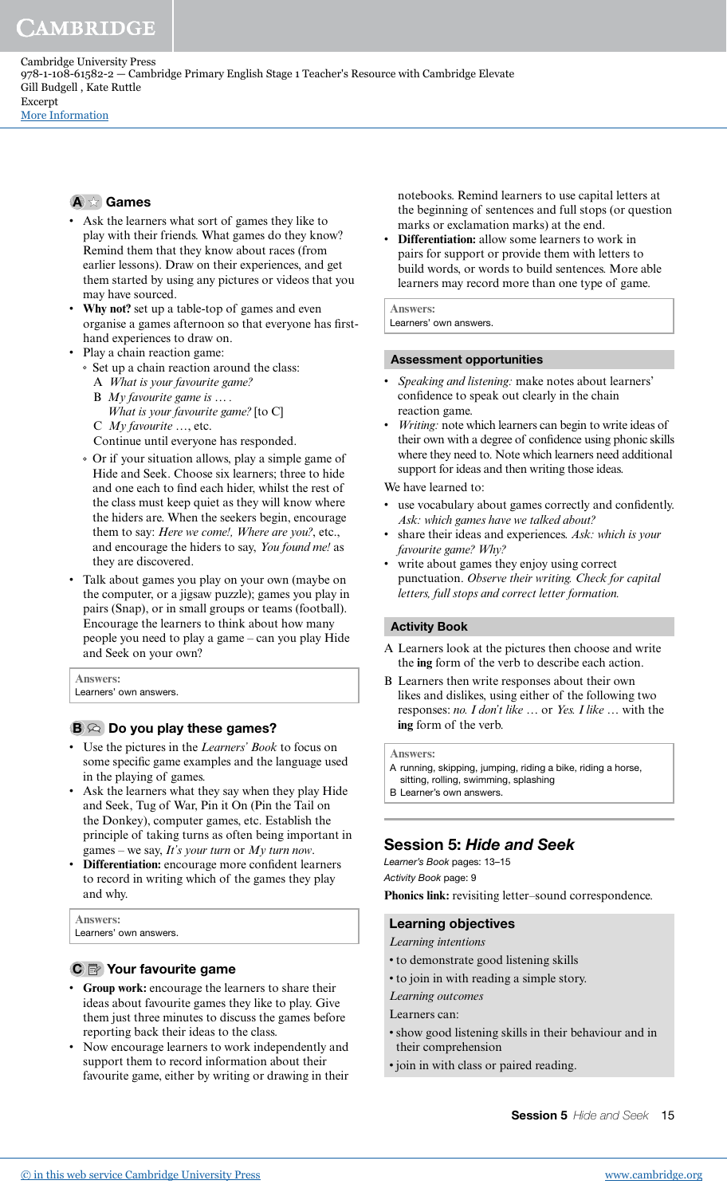### A Games

- Ask the learners what sort of games they like to play with their friends. What games do they know? Remind them that they know about races (from earlier lessons). Draw on their experiences, and get them started by using any pictures or videos that you may have sourced.
- **Why not?** set up a table-top of games and even organise a games afternoon so that everyone has first-hand experiences to draw on.
- Play a chain reaction game:
  - Set up a chain reaction around the class:
    A *What is your favourite game?*
    B *My favourite game is ….*
    *What is your favourite game?* [to C]
    C *My favourite* …, etc.
    Continue until everyone has responded.
  - Or if your situation allows, play a simple game of Hide and Seek. Choose six learners; three to hide and one each to find each hider, whilst the rest of the class must keep quiet as they will know where the hiders are. When the seekers begin, encourage them to say: *Here we come!, Where are you?*, etc., and encourage the hiders to say, *You found me!* as they are discovered.
- Talk about games you play on your own (maybe on the computer, or a jigsaw puzzle); games you play in pairs (Snap), or in small groups or teams (football). Encourage the learners to think about how many people you need to play a game – can you play Hide and Seek on your own?

**Answers:**
Learners' own answers.

### B Do you play these games?

- Use the pictures in the *Learners' Book* to focus on some specific game examples and the language used in the playing of games.
- Ask the learners what they say when they play Hide and Seek, Tug of War, Pin it On (Pin the Tail on the Donkey), computer games, etc. Establish the principle of taking turns as often being important in games – we say, *It's your turn* or *My turn now*.
- **Differentiation:** encourage more confident learners to record in writing which of the games they play and why.

**Answers:**
Learners' own answers.

### C Your favourite game

- **Group work:** encourage the learners to share their ideas about favourite games they like to play. Give them just three minutes to discuss the games before reporting back their ideas to the class.
- Now encourage learners to work independently and support them to record information about their favourite game, either by writing or drawing in their notebooks. Remind learners to use capital letters at the beginning of sentences and full stops (or question marks or exclamation marks) at the end.
- **Differentiation:** allow some learners to work in pairs for support or provide them with letters to build words, or words to build sentences. More able learners may record more than one type of game.

**Answers:**
Learners' own answers.

#### Assessment opportunities

- *Speaking and listening:* make notes about learners' confidence to speak out clearly in the chain reaction game.
- *Writing:* note which learners can begin to write ideas of their own with a degree of confidence using phonic skills where they need to. Note which learners need additional support for ideas and then writing those ideas.

We have learned to:

- use vocabulary about games correctly and confidently. *Ask: which games have we talked about?*
- share their ideas and experiences. *Ask: which is your favourite game? Why?*
- write about games they enjoy using correct punctuation. *Observe their writing. Check for capital letters, full stops and correct letter formation.*

#### Activity Book

A Learners look at the pictures then choose and write the **ing** form of the verb to describe each action.

B Learners then write responses about their own likes and dislikes, using either of the following two responses: *no. I don't like* … or *Yes. I like* … with the **ing** form of the verb.

**Answers:**
A running, skipping, jumping, riding a bike, riding a horse, sitting, rolling, swimming, splashing
B Learner's own answers.

## Session 5: *Hide and Seek*

*Learner's Book* pages: 13–15
*Activity Book* page: 9
**Phonics link:** revisiting letter–sound correspondence.

#### Learning objectives

*Learning intentions*

- to demonstrate good listening skills
- to join in with reading a simple story.

*Learning outcomes*

Learners can:

- show good listening skills in their behaviour and in their comprehension
- join in with class or paired reading.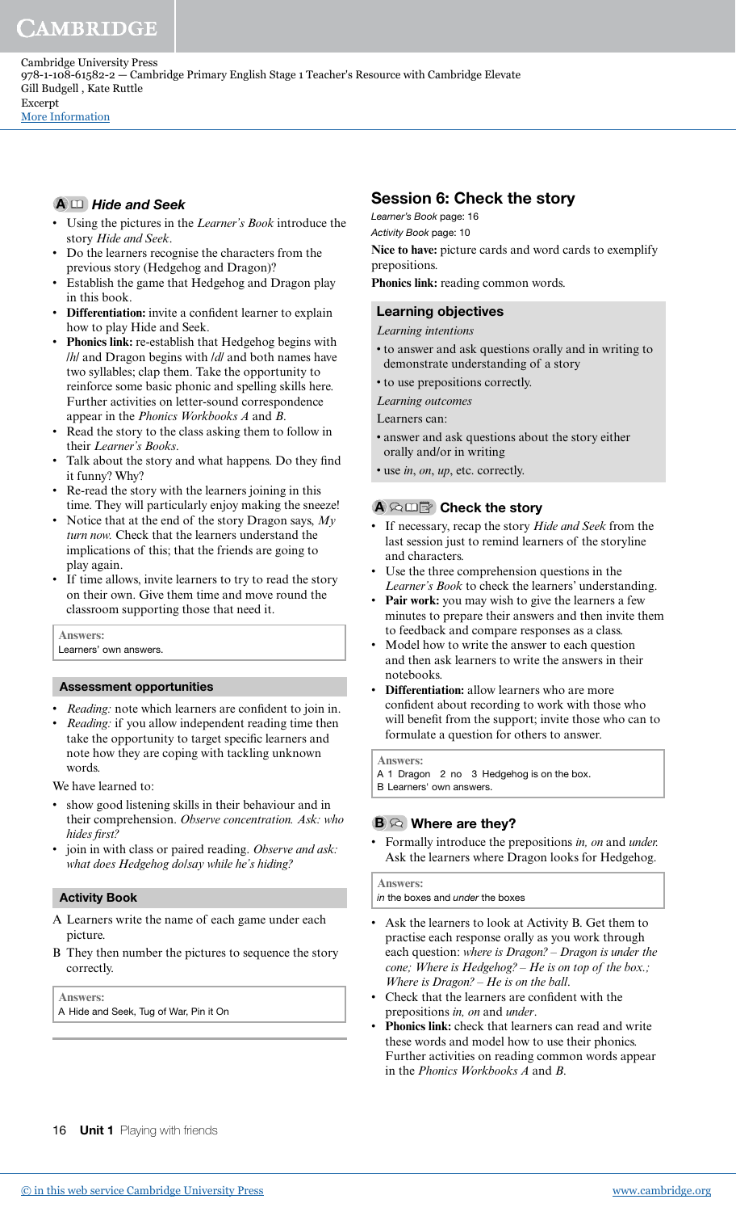### A Hide and Seek

- Using the pictures in the *Learner's Book* introduce the story *Hide and Seek*.
- Do the learners recognise the characters from the previous story (Hedgehog and Dragon)?
- Establish the game that Hedgehog and Dragon play in this book.
- **Differentiation:** invite a confident learner to explain how to play Hide and Seek.
- **Phonics link:** re-establish that Hedgehog begins with /h/ and Dragon begins with /d/ and both names have two syllables; clap them. Take the opportunity to reinforce some basic phonic and spelling skills here. Further activities on letter-sound correspondence appear in the *Phonics Workbooks A* and *B*.
- Read the story to the class asking them to follow in their *Learner's Books*.
- Talk about the story and what happens. Do they find it funny? Why?
- Re-read the story with the learners joining in this time. They will particularly enjoy making the sneeze!
- Notice that at the end of the story Dragon says, *My turn now.* Check that the learners understand the implications of this; that the friends are going to play again.
- If time allows, invite learners to try to read the story on their own. Give them time and move round the classroom supporting those that need it.

**Answers:**
Learners' own answers.

#### Assessment opportunities

- *Reading:* note which learners are confident to join in.
- *Reading:* if you allow independent reading time then take the opportunity to target specific learners and note how they are coping with tackling unknown words.

We have learned to:

- show good listening skills in their behaviour and in their comprehension. *Observe concentration. Ask: who hides first?*
- join in with class or paired reading. *Observe and ask: what does Hedgehog do/say while he's hiding?*

#### Activity Book

A Learners write the name of each game under each picture.

B They then number the pictures to sequence the story correctly.

**Answers:**
A Hide and Seek, Tug of War, Pin it On

## Session 6: Check the story

*Learner's Book* page: 16
*Activity Book* page: 10

**Nice to have:** picture cards and word cards to exemplify prepositions.

**Phonics link:** reading common words.

#### Learning objectives

*Learning intentions*

- to answer and ask questions orally and in writing to demonstrate understanding of a story
- to use prepositions correctly.

*Learning outcomes*

Learners can:

- answer and ask questions about the story either orally and/or in writing
- use *in*, *on*, *up*, etc. correctly.

### A Check the story

- If necessary, recap the story *Hide and Seek* from the last session just to remind learners of the storyline and characters.
- Use the three comprehension questions in the *Learner's Book* to check the learners' understanding.
- **Pair work:** you may wish to give the learners a few minutes to prepare their answers and then invite them to feedback and compare responses as a class.
- Model how to write the answer to each question and then ask learners to write the answers in their notebooks.
- **Differentiation:** allow learners who are more confident about recording to work with those who will benefit from the support; invite those who can to formulate a question for others to answer.

**Answers:**
A 1 Dragon 2 no 3 Hedgehog is on the box.
B Learners' own answers.

### B Where are they?

- Formally introduce the prepositions *in, on* and *under.* Ask the learners where Dragon looks for Hedgehog.

**Answers:**
*in* the boxes and *under* the boxes

- Ask the learners to look at Activity B. Get them to practise each response orally as you work through each question: *where is Dragon? – Dragon is under the cone; Where is Hedgehog? – He is on top of the box.; Where is Dragon? – He is on the ball.*
- Check that the learners are confident with the prepositions *in, on* and *under*.
- **Phonics link:** check that learners can read and write these words and model how to use their phonics. Further activities on reading common words appear in the *Phonics Workbooks A* and *B*.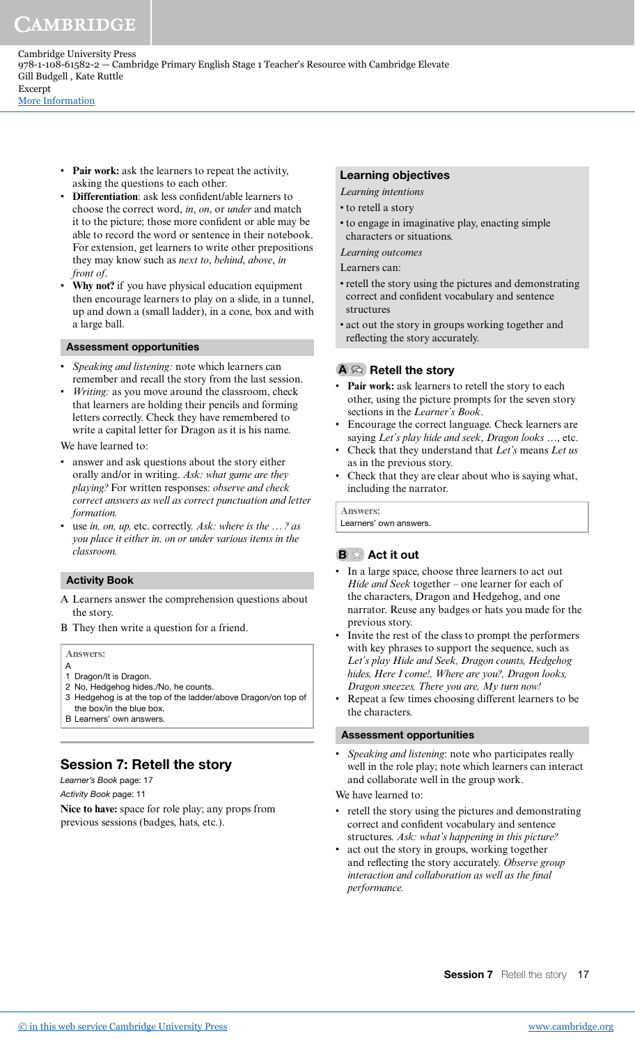- **Pair work:** ask the learners to repeat the activity, asking the questions to each other.
- **Differentiation**: ask less confident/able learners to choose the correct word, *in*, *on*, or *under* and match it to the picture; those more confident or able may be able to record the word or sentence in their notebook. For extension, get learners to write other prepositions they may know such as *next to*, *behind*, *above*, *in front of*.
- **Why not?** if you have physical education equipment then encourage learners to play on a slide, in a tunnel, up and down a (small ladder), in a cone, box and with a large ball.

#### Assessment opportunities

- *Speaking and listening:* note which learners can remember and recall the story from the last session.
- *Writing:* as you move around the classroom, check that learners are holding their pencils and forming letters correctly. Check they have remembered to write a capital letter for Dragon as it is his name.

We have learned to:

- answer and ask questions about the story either orally and/or in writing. *Ask: what game are they playing?* For written responses: *observe and check correct answers as well as correct punctuation and letter formation.*
- use *in, on, up,* etc. correctly. *Ask: where is the … ? as you place it either in, on or under various items in the classroom.*

#### Activity Book

A Learners answer the comprehension questions about the story.

B They then write a question for a friend.

**Answers:**

A
1 Dragon/It is Dragon.
2 No, Hedgehog hides./No, he counts.
3 Hedgehog is at the top of the ladder/above Dragon/on top of the box/in the blue box.

B Learners' own answers.

## Session 7: Retell the story

*Learner's Book* page: 17

*Activity Book* page: 11

**Nice to have:** space for role play; any props from previous sessions (badges, hats, etc.).

#### Learning objectives

*Learning intentions*

- to retell a story
- to engage in imaginative play, enacting simple characters or situations.

*Learning outcomes*

Learners can:

- retell the story using the pictures and demonstrating correct and confident vocabulary and sentence structures
- act out the story in groups working together and reflecting the story accurately.

### A Retell the story

- **Pair work:** ask learners to retell the story to each other, using the picture prompts for the seven story sections in the *Learner's Book*.
- Encourage the correct language. Check learners are saying *Let's play hide and seek*, *Dragon looks …*, etc.
- Check that they understand that *Let's* means *Let us* as in the previous story.
- Check that they are clear about who is saying what, including the narrator.

**Answers:**

Learners' own answers.

### B Act it out

- In a large space, choose three learners to act out *Hide and Seek* together – one learner for each of the characters, Dragon and Hedgehog, and one narrator. Reuse any badges or hats you made for the previous story.
- Invite the rest of the class to prompt the performers with key phrases to support the sequence, such as *Let's play Hide and Seek, Dragon counts, Hedgehog hides, Here I come!, Where are you?, Dragon looks, Dragon sneezes, There you are, My turn now!*
- Repeat a few times choosing different learners to be the characters.

#### Assessment opportunities

- *Speaking and listening*: note who participates really well in the role play; note which learners can interact and collaborate well in the group work.

We have learned to:

- retell the story using the pictures and demonstrating correct and confident vocabulary and sentence structures. *Ask: what's happening in this picture?*
- act out the story in groups, working together and reflecting the story accurately. *Observe group interaction and collaboration as well as the final performance.*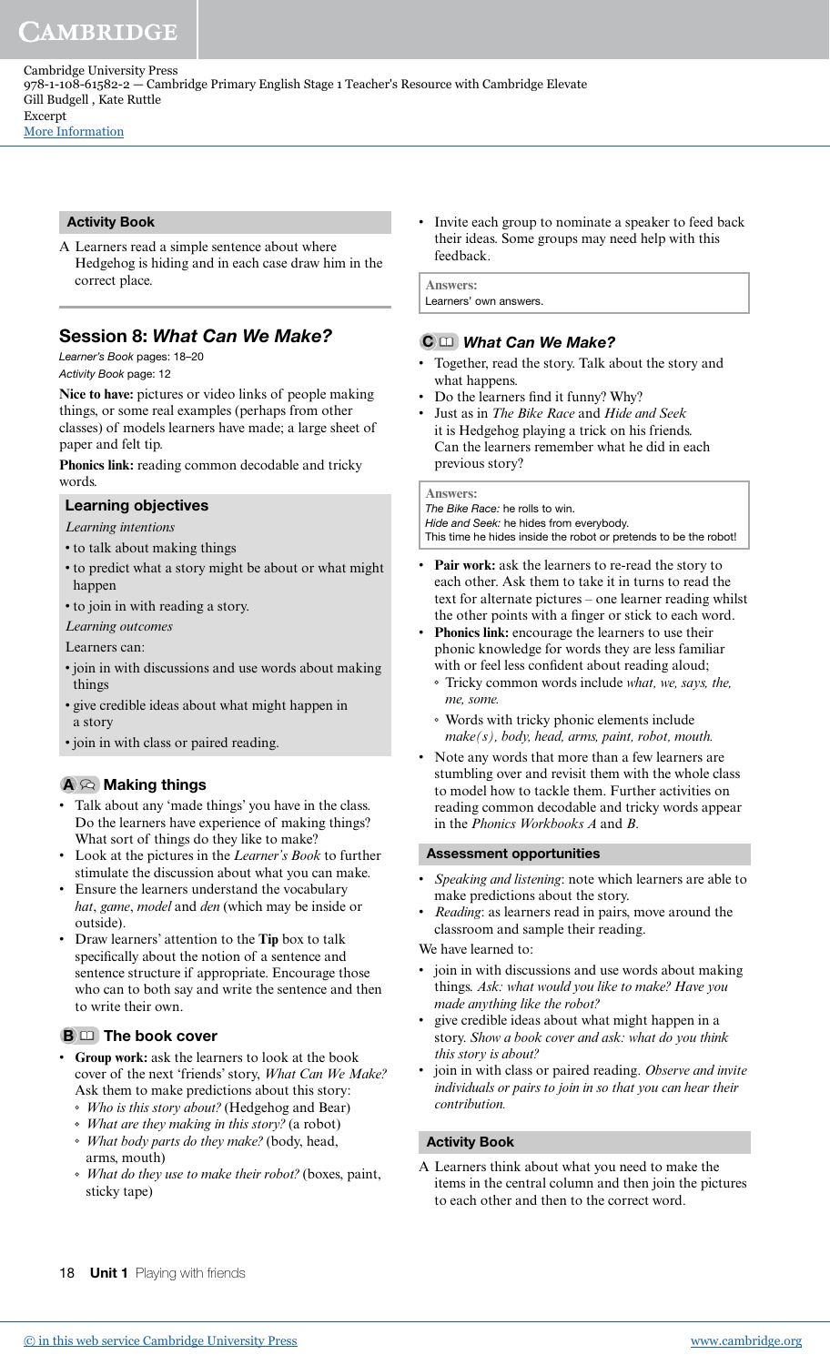### Activity Book

A Learners read a simple sentence about where Hedgehog is hiding and in each case draw him in the correct place.

## Session 8: *What Can We Make?*

*Learner's Book* pages: 18–20

*Activity Book* page: 12

**Nice to have:** pictures or video links of people making things, or some real examples (perhaps from other classes) of models learners have made; a large sheet of paper and felt tip.

**Phonics link:** reading common decodable and tricky words.

### Learning objectives

*Learning intentions*

- to talk about making things
- to predict what a story might be about or what might happen
- to join in with reading a story.

*Learning outcomes*

Learners can:

- join in with discussions and use words about making things
- give credible ideas about what might happen in a story
- join in with class or paired reading.

### A Making things

- Talk about any 'made things' you have in the class. Do the learners have experience of making things? What sort of things do they like to make?
- Look at the pictures in the *Learner's Book* to further stimulate the discussion about what you can make.
- Ensure the learners understand the vocabulary *hat*, *game*, *model* and *den* (which may be inside or outside).
- Draw learners' attention to the **Tip** box to talk specifically about the notion of a sentence and sentence structure if appropriate. Encourage those who can to both say and write the sentence and then to write their own.

### B The book cover

- **Group work:** ask the learners to look at the book cover of the next 'friends' story, *What Can We Make?* Ask them to make predictions about this story:
  - *Who is this story about?* (Hedgehog and Bear)
  - *What are they making in this story?* (a robot)
  - *What body parts do they make?* (body, head, arms, mouth)
  - *What do they use to make their robot?* (boxes, paint, sticky tape)
- Invite each group to nominate a speaker to feed back their ideas. Some groups may need help with this feedback.

**Answers:**
Learners' own answers.

### C What Can We Make?

- Together, read the story. Talk about the story and what happens.
- Do the learners find it funny? Why?
- Just as in *The Bike Race* and *Hide and Seek* it is Hedgehog playing a trick on his friends. Can the learners remember what he did in each previous story?

**Answers:**
*The Bike Race:* he rolls to win.
*Hide and Seek:* he hides from everybody.
This time he hides inside the robot or pretends to be the robot!

- **Pair work:** ask the learners to re-read the story to each other. Ask them to take it in turns to read the text for alternate pictures – one learner reading whilst the other points with a finger or stick to each word.
- **Phonics link:** encourage the learners to use their phonic knowledge for words they are less familiar with or feel less confident about reading aloud;
  - Tricky common words include *what, we, says, the, me, some.*
  - Words with tricky phonic elements include *make(s), body, head, arms, paint, robot, mouth.*
- Note any words that more than a few learners are stumbling over and revisit them with the whole class to model how to tackle them. Further activities on reading common decodable and tricky words appear in the *Phonics Workbooks A* and *B*.

### Assessment opportunities

- *Speaking and listening*: note which learners are able to make predictions about the story.
- *Reading*: as learners read in pairs, move around the classroom and sample their reading.

We have learned to:

- join in with discussions and use words about making things. *Ask: what would you like to make? Have you made anything like the robot?*
- give credible ideas about what might happen in a story. *Show a book cover and ask: what do you think this story is about?*
- join in with class or paired reading. *Observe and invite individuals or pairs to join in so that you can hear their contribution.*

### Activity Book

A Learners think about what you need to make the items in the central column and then join the pictures to each other and then to the correct word.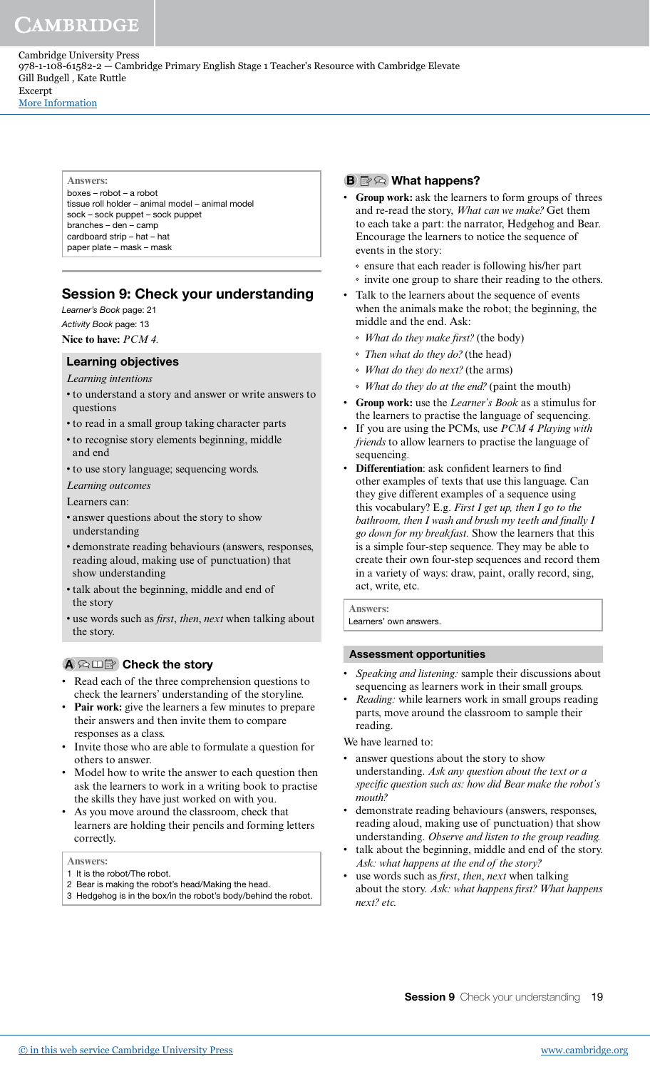**Answers:**
boxes – robot – a robot
tissue roll holder – animal model – animal model
sock – sock puppet – sock puppet
branches – den – camp
cardboard strip – hat – hat
paper plate – mask – mask

## Session 9: Check your understanding

*Learner's Book* page: 21
*Activity Book* page: 13
**Nice to have:** *PCM 4.*

### Learning objectives

*Learning intentions*

- to understand a story and answer or write answers to questions
- to read in a small group taking character parts
- to recognise story elements beginning, middle and end
- to use story language; sequencing words.

*Learning outcomes*

Learners can:

- answer questions about the story to show understanding
- demonstrate reading behaviours (answers, responses, reading aloud, making use of punctuation) that show understanding
- talk about the beginning, middle and end of the story
- use words such as *first*, *then*, *next* when talking about the story.

### A Check the story

- Read each of the three comprehension questions to check the learners' understanding of the storyline.
- **Pair work:** give the learners a few minutes to prepare their answers and then invite them to compare responses as a class.
- Invite those who are able to formulate a question for others to answer.
- Model how to write the answer to each question then ask the learners to work in a writing book to practise the skills they have just worked on with you.
- As you move around the classroom, check that learners are holding their pencils and forming letters correctly.

**Answers:**
1 It is the robot/The robot.
2 Bear is making the robot's head/Making the head.
3 Hedgehog is in the box/in the robot's body/behind the robot.

### B What happens?

- **Group work:** ask the learners to form groups of threes and re-read the story, *What can we make?* Get them to each take a part: the narrator, Hedgehog and Bear. Encourage the learners to notice the sequence of events in the story:
  - ensure that each reader is following his/her part
  - invite one group to share their reading to the others.
- Talk to the learners about the sequence of events when the animals make the robot; the beginning, the middle and the end. Ask:
  - *What do they make first?* (the body)
  - *Then what do they do?* (the head)
  - *What do they do next?* (the arms)
  - *What do they do at the end?* (paint the mouth)
- **Group work:** use the *Learner's Book* as a stimulus for the learners to practise the language of sequencing.
- If you are using the PCMs, use *PCM 4 Playing with friends* to allow learners to practise the language of sequencing.
- **Differentiation**: ask confident learners to find other examples of texts that use this language. Can they give different examples of a sequence using this vocabulary? E.g. *First I get up, then I go to the bathroom, then I wash and brush my teeth and finally I go down for my breakfast.* Show the learners that this is a simple four-step sequence. They may be able to create their own four-step sequences and record them in a variety of ways: draw, paint, orally record, sing, act, write, etc.

**Answers:**
Learners' own answers.

### Assessment opportunities

- *Speaking and listening:* sample their discussions about sequencing as learners work in their small groups.
- *Reading:* while learners work in small groups reading parts, move around the classroom to sample their reading.

We have learned to:

- answer questions about the story to show understanding. *Ask any question about the text or a specific question such as: how did Bear make the robot's mouth?*
- demonstrate reading behaviours (answers, responses, reading aloud, making use of punctuation) that show understanding. *Observe and listen to the group reading.*
- talk about the beginning, middle and end of the story. *Ask: what happens at the end of the story?*
- use words such as *first*, *then*, *next* when talking about the story. *Ask: what happens first? What happens next? etc.*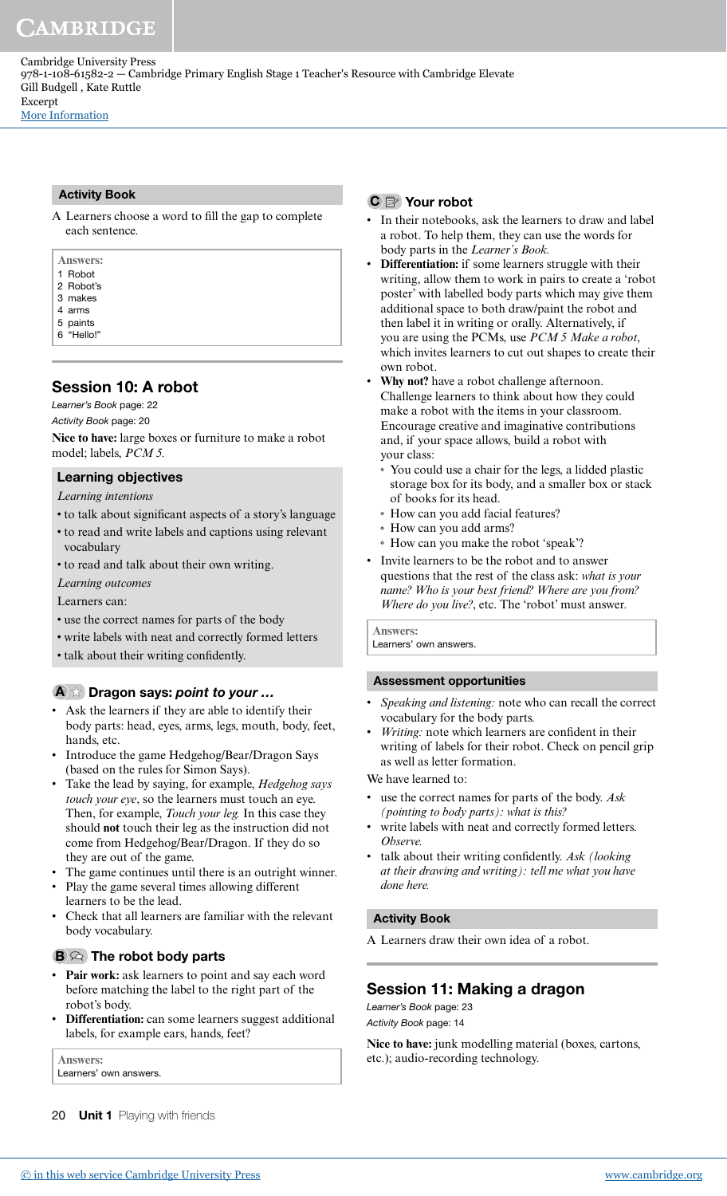### Activity Book

A Learners choose a word to fill the gap to complete each sentence.

**Answers:**
1 Robot
2 Robot's
3 makes
4 arms
5 paints
6 "Hello!"

## Session 10: A robot

*Learner's Book* page: 22
*Activity Book* page: 20

**Nice to have:** large boxes or furniture to make a robot model; labels, *PCM 5.*

### Learning objectives

*Learning intentions*

- to talk about significant aspects of a story's language
- to read and write labels and captions using relevant vocabulary
- to read and talk about their own writing.

*Learning outcomes*

Learners can:

- use the correct names for parts of the body
- write labels with neat and correctly formed letters
- talk about their writing confidently.

### A Dragon says: *point to your …*

- Ask the learners if they are able to identify their body parts: head, eyes, arms, legs, mouth, body, feet, hands, etc.
- Introduce the game Hedgehog/Bear/Dragon Says (based on the rules for Simon Says).
- Take the lead by saying, for example, *Hedgehog says touch your eye*, so the learners must touch an eye. Then, for example, *Touch your leg.* In this case they should **not** touch their leg as the instruction did not come from Hedgehog/Bear/Dragon. If they do so they are out of the game.
- The game continues until there is an outright winner.
- Play the game several times allowing different learners to be the lead.
- Check that all learners are familiar with the relevant body vocabulary.

### B The robot body parts

- **Pair work:** ask learners to point and say each word before matching the label to the right part of the robot's body.
- **Differentiation:** can some learners suggest additional labels, for example ears, hands, feet?

**Answers:**
Learners' own answers.

### C Your robot

- In their notebooks, ask the learners to draw and label a robot. To help them, they can use the words for body parts in the *Learner's Book.*
- **Differentiation:** if some learners struggle with their writing, allow them to work in pairs to create a 'robot poster' with labelled body parts which may give them additional space to both draw/paint the robot and then label it in writing or orally. Alternatively, if you are using the PCMs, use *PCM 5 Make a robot*, which invites learners to cut out shapes to create their own robot.
- **Why not?** have a robot challenge afternoon. Challenge learners to think about how they could make a robot with the items in your classroom. Encourage creative and imaginative contributions and, if your space allows, build a robot with your class:
  - You could use a chair for the legs, a lidded plastic storage box for its body, and a smaller box or stack of books for its head.
  - How can you add facial features?
  - How can you add arms?
  - How can you make the robot 'speak'?
- Invite learners to be the robot and to answer questions that the rest of the class ask: *what is your name? Who is your best friend? Where are you from? Where do you live?*, etc. The 'robot' must answer.

**Answers:**
Learners' own answers.

### Assessment opportunities

- *Speaking and listening:* note who can recall the correct vocabulary for the body parts.
- *Writing:* note which learners are confident in their writing of labels for their robot. Check on pencil grip as well as letter formation.

We have learned to:

- use the correct names for parts of the body. *Ask (pointing to body parts): what is this?*
- write labels with neat and correctly formed letters. *Observe.*
- talk about their writing confidently. *Ask (looking at their drawing and writing): tell me what you have done here.*

### Activity Book

A Learners draw their own idea of a robot.

## Session 11: Making a dragon

*Learner's Book* page: 23
*Activity Book* page: 14

**Nice to have:** junk modelling material (boxes, cartons, etc.); audio-recording technology.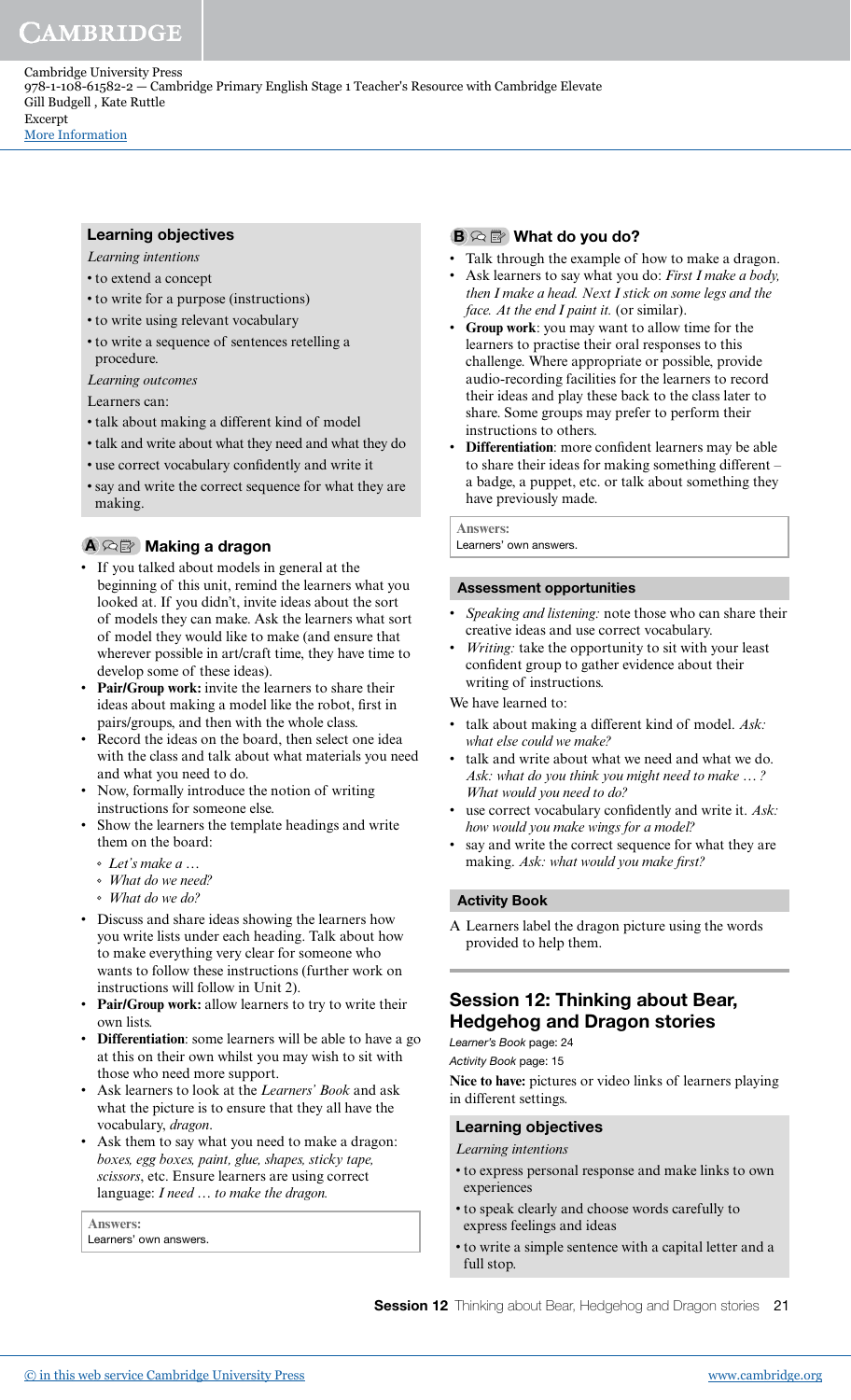## Learning objectives

*Learning intentions*

- to extend a concept
- to write for a purpose (instructions)
- to write using relevant vocabulary
- to write a sequence of sentences retelling a procedure.

*Learning outcomes*

Learners can:

- talk about making a different kind of model
- talk and write about what they need and what they do
- use correct vocabulary confidently and write it
- say and write the correct sequence for what they are making.

## A Making a dragon

- If you talked about models in general at the beginning of this unit, remind the learners what you looked at. If you didn't, invite ideas about the sort of models they can make. Ask the learners what sort of model they would like to make (and ensure that wherever possible in art/craft time, they have time to develop some of these ideas).
- **Pair/Group work:** invite the learners to share their ideas about making a model like the robot, first in pairs/groups, and then with the whole class.
- Record the ideas on the board, then select one idea with the class and talk about what materials you need and what you need to do.
- Now, formally introduce the notion of writing instructions for someone else.
- Show the learners the template headings and write them on the board:
  - *Let's make a …*
  - *What do we need?*
  - *What do we do?*
- Discuss and share ideas showing the learners how you write lists under each heading. Talk about how to make everything very clear for someone who wants to follow these instructions (further work on instructions will follow in Unit 2).
- **Pair/Group work:** allow learners to try to write their own lists.
- **Differentiation**: some learners will be able to have a go at this on their own whilst you may wish to sit with those who need more support.
- Ask learners to look at the *Learners' Book* and ask what the picture is to ensure that they all have the vocabulary, *dragon*.
- Ask them to say what you need to make a dragon: *boxes, egg boxes, paint, glue, shapes, sticky tape, scissors*, etc. Ensure learners are using correct language: *I need … to make the dragon.*

**Answers:**
Learners' own answers.

## B What do you do?

- Talk through the example of how to make a dragon.
- Ask learners to say what you do: *First I make a body, then I make a head. Next I stick on some legs and the face. At the end I paint it.* (or similar).
- **Group work**: you may want to allow time for the learners to practise their oral responses to this challenge. Where appropriate or possible, provide audio-recording facilities for the learners to record their ideas and play these back to the class later to share. Some groups may prefer to perform their instructions to others.
- **Differentiation**: more confident learners may be able to share their ideas for making something different – a badge, a puppet, etc. or talk about something they have previously made.

**Answers:**
Learners' own answers.

### Assessment opportunities

- *Speaking and listening:* note those who can share their creative ideas and use correct vocabulary.
- *Writing:* take the opportunity to sit with your least confident group to gather evidence about their writing of instructions.

We have learned to:

- talk about making a different kind of model. *Ask: what else could we make?*
- talk and write about what we need and what we do. *Ask: what do you think you might need to make … ? What would you need to do?*
- use correct vocabulary confidently and write it. *Ask: how would you make wings for a model?*
- say and write the correct sequence for what they are making. *Ask: what would you make first?*

### Activity Book

A Learners label the dragon picture using the words provided to help them.

## Session 12: Thinking about Bear, Hedgehog and Dragon stories

*Learner's Book* page: 24

*Activity Book* page: 15

**Nice to have:** pictures or video links of learners playing in different settings.

## Learning objectives

*Learning intentions*

- to express personal response and make links to own experiences
- to speak clearly and choose words carefully to express feelings and ideas
- to write a simple sentence with a capital letter and a full stop.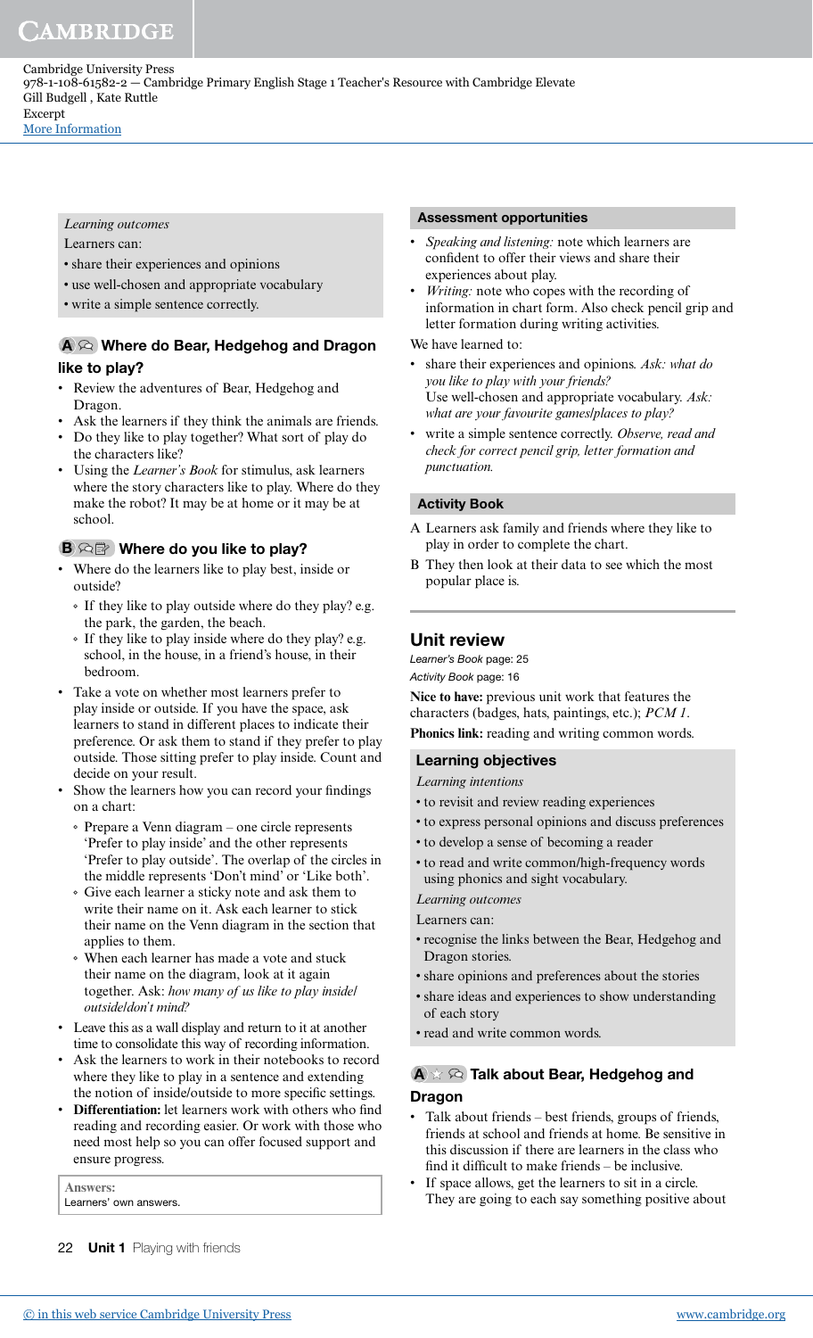*Learning outcomes*

Learners can:

- share their experiences and opinions
- use well-chosen and appropriate vocabulary
- write a simple sentence correctly.

### A Where do Bear, Hedgehog and Dragon like to play?

- Review the adventures of Bear, Hedgehog and Dragon.
- Ask the learners if they think the animals are friends.
- Do they like to play together? What sort of play do the characters like?
- Using the *Learner's Book* for stimulus, ask learners where the story characters like to play. Where do they make the robot? It may be at home or it may be at school.

### B Where do you like to play?

- Where do the learners like to play best, inside or outside?
  - If they like to play outside where do they play? e.g. the park, the garden, the beach.
  - If they like to play inside where do they play? e.g. school, in the house, in a friend's house, in their bedroom.
- Take a vote on whether most learners prefer to play inside or outside. If you have the space, ask learners to stand in different places to indicate their preference. Or ask them to stand if they prefer to play outside. Those sitting prefer to play inside. Count and decide on your result.
- Show the learners how you can record your findings on a chart:
  - Prepare a Venn diagram – one circle represents 'Prefer to play inside' and the other represents 'Prefer to play outside'. The overlap of the circles in the middle represents 'Don't mind' or 'Like both'.
  - Give each learner a sticky note and ask them to write their name on it. Ask each learner to stick their name on the Venn diagram in the section that applies to them.
  - When each learner has made a vote and stuck their name on the diagram, look at it again together. Ask: *how many of us like to play inside/outside/don't mind?*
- Leave this as a wall display and return to it at another time to consolidate this way of recording information.
- Ask the learners to work in their notebooks to record where they like to play in a sentence and extending the notion of inside/outside to more specific settings.
- **Differentiation:** let learners work with others who find reading and recording easier. Or work with those who need most help so you can offer focused support and ensure progress.

**Answers:**
Learners' own answers.

### Assessment opportunities

- *Speaking and listening:* note which learners are confident to offer their views and share their experiences about play.
- *Writing:* note who copes with the recording of information in chart form. Also check pencil grip and letter formation during writing activities.

We have learned to:

- share their experiences and opinions. *Ask: what do you like to play with your friends?*
  Use well-chosen and appropriate vocabulary. *Ask: what are your favourite games/places to play?*
- write a simple sentence correctly. *Observe, read and check for correct pencil grip, letter formation and punctuation.*

### Activity Book

A Learners ask family and friends where they like to play in order to complete the chart.

B They then look at their data to see which the most popular place is.

## Unit review

*Learner's Book* page: 25

*Activity Book* page: 16

**Nice to have:** previous unit work that features the characters (badges, hats, paintings, etc.); *PCM 1*.

**Phonics link:** reading and writing common words.

### Learning objectives

*Learning intentions*

- to revisit and review reading experiences
- to express personal opinions and discuss preferences
- to develop a sense of becoming a reader
- to read and write common/high-frequency words using phonics and sight vocabulary.

*Learning outcomes*

Learners can:

- recognise the links between the Bear, Hedgehog and Dragon stories.
- share opinions and preferences about the stories
- share ideas and experiences to show understanding of each story
- read and write common words.

### A Talk about Bear, Hedgehog and Dragon

- Talk about friends – best friends, groups of friends, friends at school and friends at home. Be sensitive in this discussion if there are learners in the class who find it difficult to make friends – be inclusive.
- If space allows, get the learners to sit in a circle. They are going to each say something positive about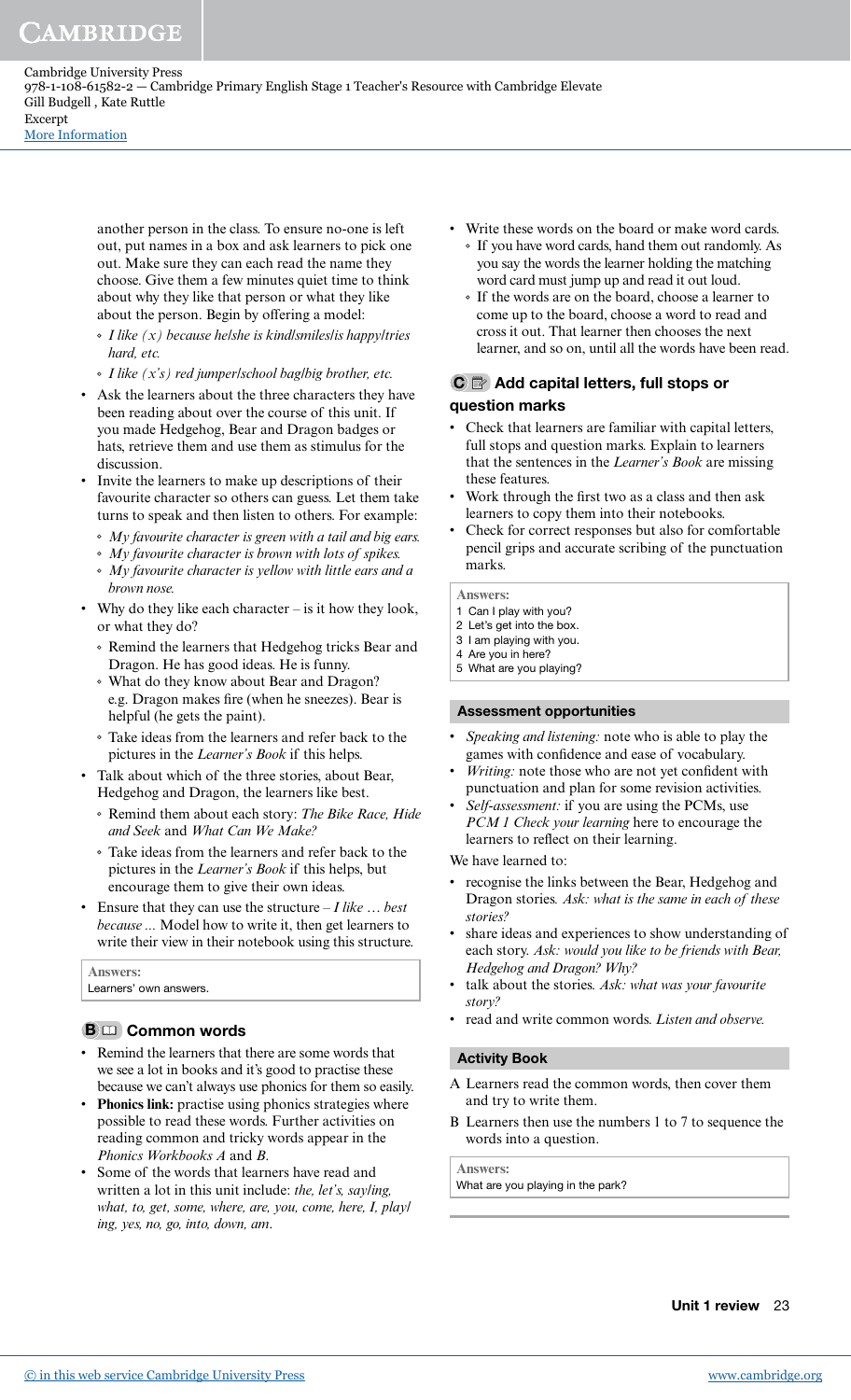another person in the class. To ensure no-one is left out, put names in a box and ask learners to pick one out. Make sure they can each read the name they choose. Give them a few minutes quiet time to think about why they like that person or what they like about the person. Begin by offering a model:

- *I like (x) because he/she is kind/smiles/is happy/tries hard, etc.*
- *I like (x's) red jumper/school bag/big brother, etc.*

- Ask the learners about the three characters they have been reading about over the course of this unit. If you made Hedgehog, Bear and Dragon badges or hats, retrieve them and use them as stimulus for the discussion.
- Invite the learners to make up descriptions of their favourite character so others can guess. Let them take turns to speak and then listen to others. For example:
  - *My favourite character is green with a tail and big ears.*
  - *My favourite character is brown with lots of spikes.*
  - *My favourite character is yellow with little ears and a brown nose.*
- Why do they like each character – is it how they look, or what they do?
  - Remind the learners that Hedgehog tricks Bear and Dragon. He has good ideas. He is funny.
  - What do they know about Bear and Dragon? e.g. Dragon makes fire (when he sneezes). Bear is helpful (he gets the paint).
  - Take ideas from the learners and refer back to the pictures in the *Learner's Book* if this helps.
- Talk about which of the three stories, about Bear, Hedgehog and Dragon, the learners like best.
  - Remind them about each story: *The Bike Race, Hide and Seek* and *What Can We Make?*
  - Take ideas from the learners and refer back to the pictures in the *Learner's Book* if this helps, but encourage them to give their own ideas.
- Ensure that they can use the structure – *I like … best because …* Model how to write it, then get learners to write their view in their notebook using this structure.

**Answers:**
Learners' own answers.

### B Common words

- Remind the learners that there are some words that we see a lot in books and it's good to practise these because we can't always use phonics for them so easily.
- **Phonics link:** practise using phonics strategies where possible to read these words. Further activities on reading common and tricky words appear in the *Phonics Workbooks A* and *B*.
- Some of the words that learners have read and written a lot in this unit include: *the, let's, say/ing, what, to, get, some, where, are, you, come, here, I, play/ing, yes, no, go, into, down, am*.
- Write these words on the board or make word cards.
  - If you have word cards, hand them out randomly. As you say the words the learner holding the matching word card must jump up and read it out loud.
  - If the words are on the board, choose a learner to come up to the board, choose a word to read and cross it out. That learner then chooses the next learner, and so on, until all the words have been read.

### C Add capital letters, full stops or question marks

- Check that learners are familiar with capital letters, full stops and question marks. Explain to learners that the sentences in the *Learner's Book* are missing these features.
- Work through the first two as a class and then ask learners to copy them into their notebooks.
- Check for correct responses but also for comfortable pencil grips and accurate scribing of the punctuation marks.

**Answers:**
1 Can I play with you?
2 Let's get into the box.
3 I am playing with you.
4 Are you in here?
5 What are you playing?

#### Assessment opportunities

- *Speaking and listening:* note who is able to play the games with confidence and ease of vocabulary.
- *Writing:* note those who are not yet confident with punctuation and plan for some revision activities.
- *Self-assessment:* if you are using the PCMs, use *PCM 1 Check your learning* here to encourage the learners to reflect on their learning.

We have learned to:

- recognise the links between the Bear, Hedgehog and Dragon stories. *Ask: what is the same in each of these stories?*
- share ideas and experiences to show understanding of each story. *Ask: would you like to be friends with Bear, Hedgehog and Dragon? Why?*
- talk about the stories. *Ask: what was your favourite story?*
- read and write common words. *Listen and observe.*

#### Activity Book

A Learners read the common words, then cover them and try to write them.

B Learners then use the numbers 1 to 7 to sequence the words into a question.

**Answers:**
What are you playing in the park?